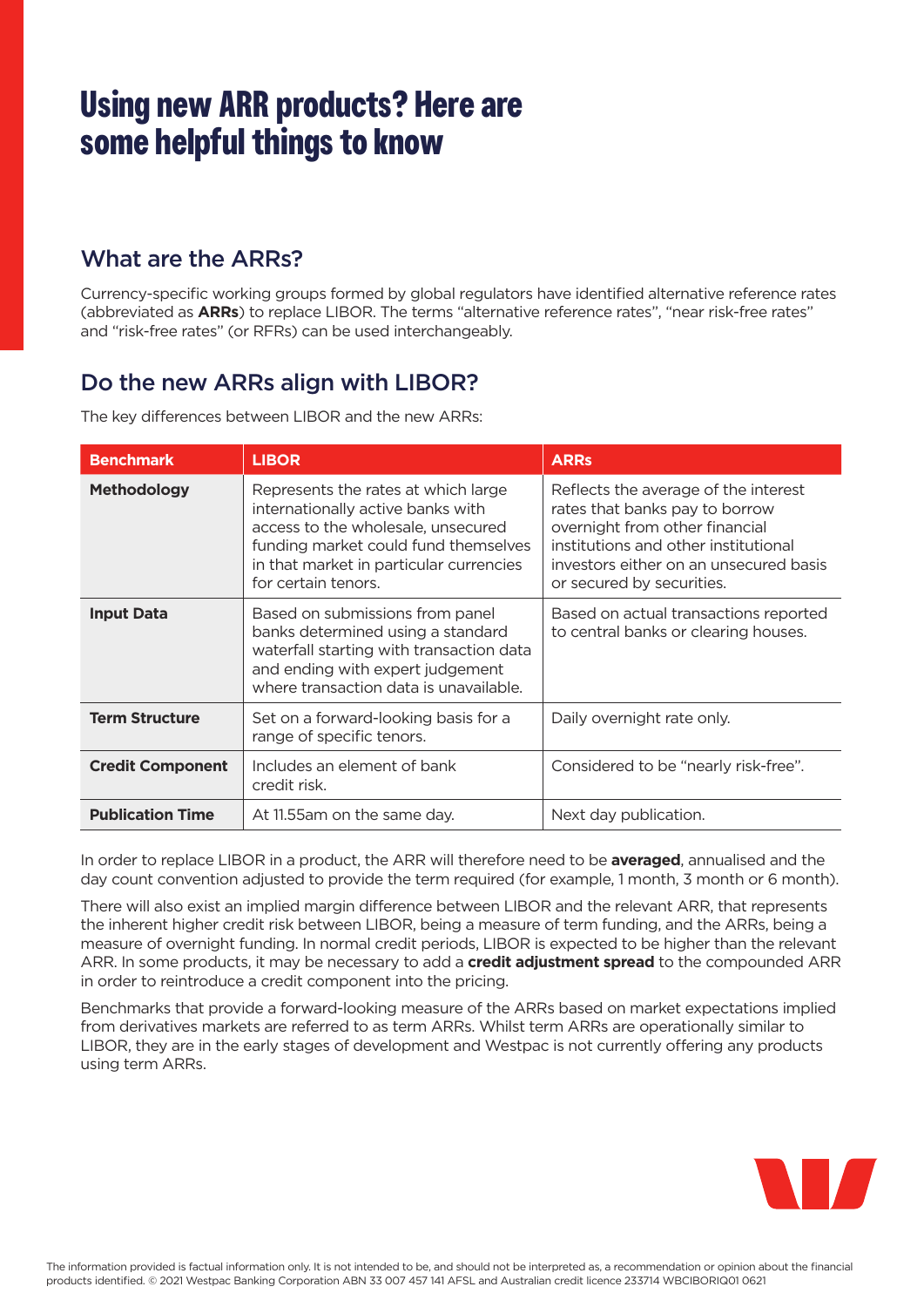# Using new ARR products? Here are some helpful things to know

## What are the ARRs?

Currency-specific working groups formed by global regulators have identified alternative reference rates (abbreviated as **ARRs**) to replace LIBOR. The terms "alternative reference rates", "near risk-free rates" and "risk-free rates" (or RFRs) can be used interchangeably.

## Do the new ARRs align with LIBOR?

The key differences between LIBOR and the new ARRs:

| Benchmark | LIBOR | ARRs |
|---|---|---|
| **Methodology** | Represents the rates at which large internationally active banks with access to the wholesale, unsecured funding market could fund themselves in that market in particular currencies for certain tenors. | Reflects the average of the interest rates that banks pay to borrow overnight from other financial institutions and other institutional investors either on an unsecured basis or secured by securities. |
| **Input Data** | Based on submissions from panel banks determined using a standard waterfall starting with transaction data and ending with expert judgement where transaction data is unavailable. | Based on actual transactions reported to central banks or clearing houses. |
| **Term Structure** | Set on a forward-looking basis for a range of specific tenors. | Daily overnight rate only. |
| **Credit Component** | Includes an element of bank credit risk. | Considered to be "nearly risk-free". |
| **Publication Time** | At 11.55am on the same day. | Next day publication. |

In order to replace LIBOR in a product, the ARR will therefore need to be **averaged**, annualised and the day count convention adjusted to provide the term required (for example, 1 month, 3 month or 6 month).

There will also exist an implied margin difference between LIBOR and the relevant ARR, that represents the inherent higher credit risk between LIBOR, being a measure of term funding, and the ARRs, being a measure of overnight funding. In normal credit periods, LIBOR is expected to be higher than the relevant ARR. In some products, it may be necessary to add a **credit adjustment spread** to the compounded ARR in order to reintroduce a credit component into the pricing.

Benchmarks that provide a forward-looking measure of the ARRs based on market expectations implied from derivatives markets are referred to as term ARRs. Whilst term ARRs are operationally similar to LIBOR, they are in the early stages of development and Westpac is not currently offering any products using term ARRs.

The information provided is factual information only. It is not intended to be, and should not be interpreted as, a recommendation or opinion about the financial products identified. © 2021 Westpac Banking Corporation ABN 33 007 457 141 AFSL and Australian credit licence 233714 WBCIBORIQ01 0621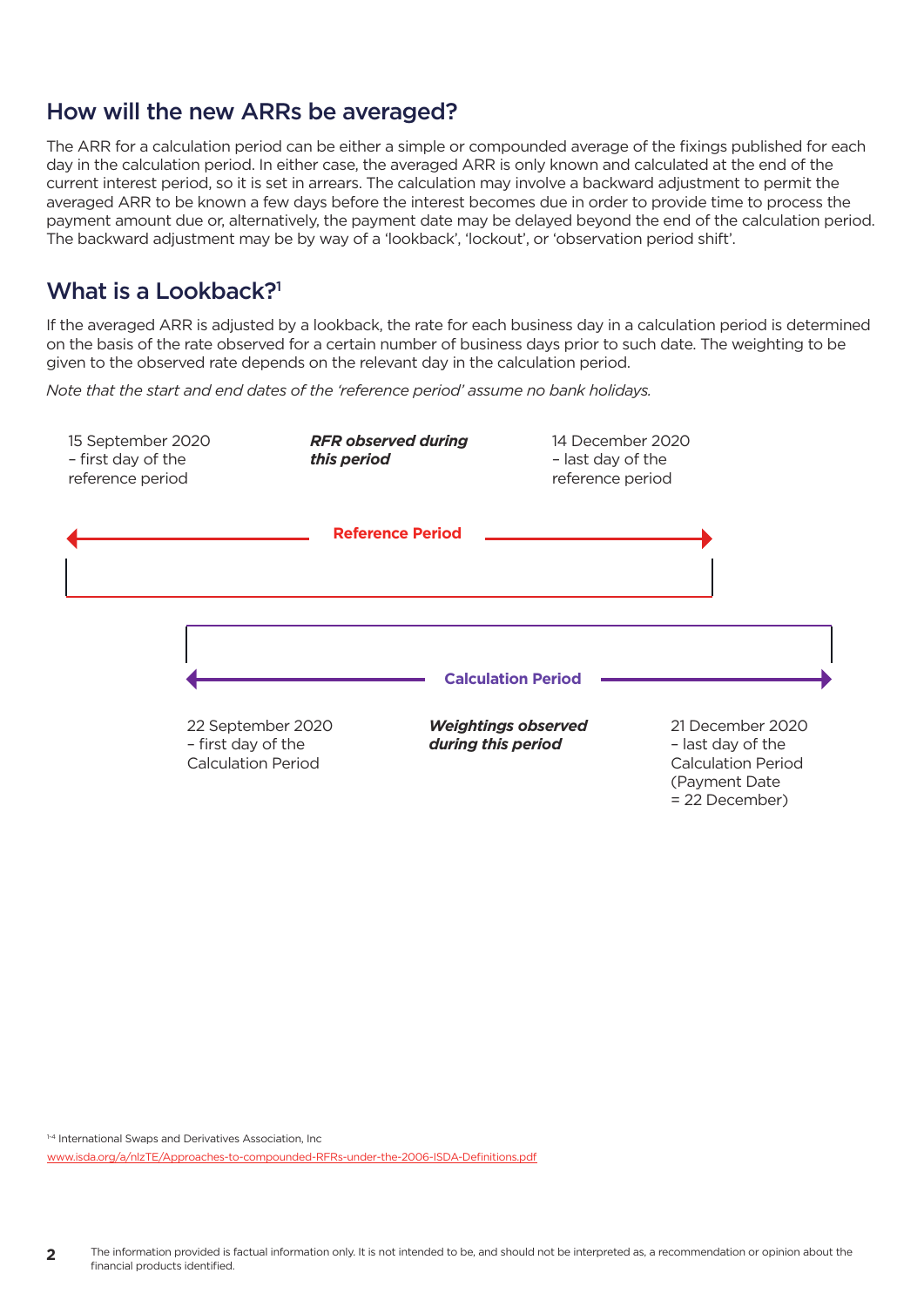## How will the new ARRs be averaged?

The ARR for a calculation period can be either a simple or compounded average of the fixings published for each day in the calculation period. In either case, the averaged ARR is only known and calculated at the end of the current interest period, so it is set in arrears. The calculation may involve a backward adjustment to permit the averaged ARR to be known a few days before the interest becomes due in order to provide time to process the payment amount due or, alternatively, the payment date may be delayed beyond the end of the calculation period. The backward adjustment may be by way of a 'lookback', 'lockout', or 'observation period shift'.

## What is a Lookback?[1]

If the averaged ARR is adjusted by a lookback, the rate for each business day in a calculation period is determined on the basis of the rate observed for a certain number of business days prior to such date. The weighting to be given to the observed rate depends on the relevant day in the calculation period.

*Note that the start and end dates of the 'reference period' assume no bank holidays.*

15 September 2020 – first day of the reference period

***RFR observed during this period***

14 December 2020 – last day of the reference period

**Reference Period**

**Calculation Period**

22 September 2020 – first day of the Calculation Period

***Weightings observed during this period***

21 December 2020 – last day of the Calculation Period (Payment Date = 22 December)

[1-4] International Swaps and Derivatives Association, Inc
www.isda.org/a/nlzTE/Approaches-to-compounded-RFRs-under-the-2006-ISDA-Definitions.pdf

The information provided is factual information only. It is not intended to be, and should not be interpreted as, a recommendation or opinion about the financial products identified.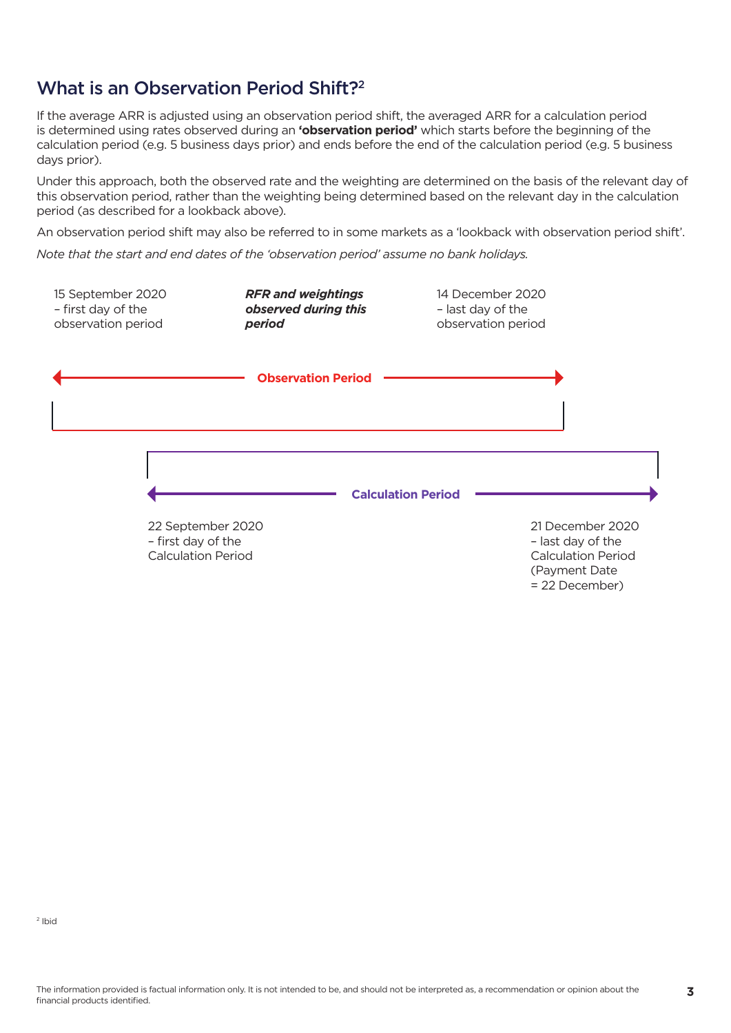## What is an Observation Period Shift?[2]

If the average ARR is adjusted using an observation period shift, the averaged ARR for a calculation period is determined using rates observed during an **'observation period'** which starts before the beginning of the calculation period (e.g. 5 business days prior) and ends before the end of the calculation period (e.g. 5 business days prior).

Under this approach, both the observed rate and the weighting are determined on the basis of the relevant day of this observation period, rather than the weighting being determined based on the relevant day in the calculation period (as described for a lookback above).

An observation period shift may also be referred to in some markets as a 'lookback with observation period shift'.

*Note that the start and end dates of the 'observation period' assume no bank holidays.*

15 September 2020 – first day of the observation period

***RFR and weightings observed during this period***

14 December 2020 – last day of the observation period

**Observation Period**

**Calculation Period**

22 September 2020 – first day of the Calculation Period

21 December 2020 – last day of the Calculation Period (Payment Date = 22 December)

[2] Ibid

The information provided is factual information only. It is not intended to be, and should not be interpreted as, a recommendation or opinion about the financial products identified.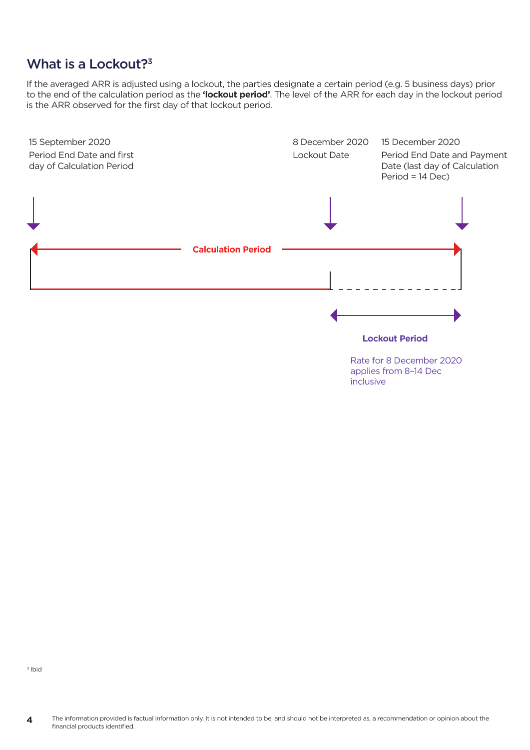## What is a Lockout?[3]

If the averaged ARR is adjusted using a lockout, the parties designate a certain period (e.g. 5 business days) prior to the end of the calculation period as the **'lockout period'**. The level of the ARR for each day in the lockout period is the ARR observed for the first day of that lockout period.

15 September 2020
Period End Date and first day of Calculation Period

8 December 2020
Lockout Date

15 December 2020
Period End Date and Payment Date (last day of Calculation Period = 14 Dec)

**Calculation Period**

**Lockout Period**

Rate for 8 December 2020 applies from 8–14 Dec inclusive

[3] Ibid

The information provided is factual information only. It is not intended to be, and should not be interpreted as, a recommendation or opinion about the financial products identified.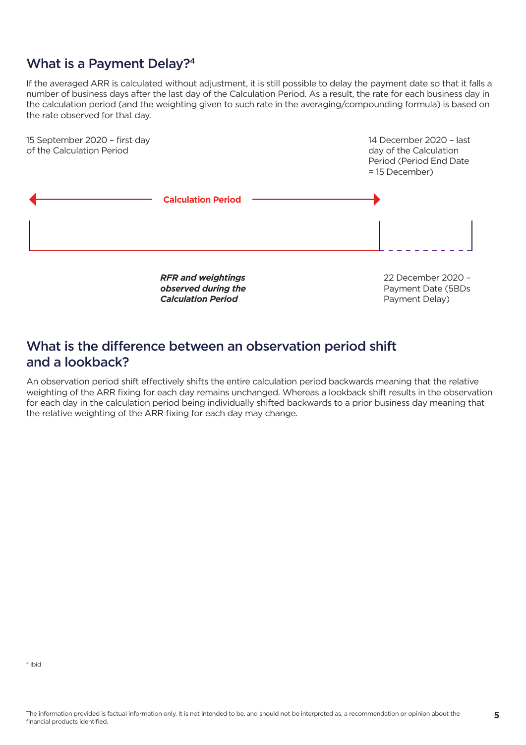## What is a Payment Delay?[4]

If the averaged ARR is calculated without adjustment, it is still possible to delay the payment date so that it falls a number of business days after the last day of the Calculation Period. As a result, the rate for each business day in the calculation period (and the weighting given to such rate in the averaging/compounding formula) is based on the rate observed for that day.

15 September 2020 – first day of the Calculation Period

14 December 2020 – last day of the Calculation Period (Period End Date = 15 December)

**Calculation Period**

***RFR and weightings observed during the Calculation Period***

22 December 2020 – Payment Date (5BDs Payment Delay)

## What is the difference between an observation period shift and a lookback?

An observation period shift effectively shifts the entire calculation period backwards meaning that the relative weighting of the ARR fixing for each day remains unchanged. Whereas a lookback shift results in the observation for each day in the calculation period being individually shifted backwards to a prior business day meaning that the relative weighting of the ARR fixing for each day may change.

[4] Ibid

The information provided is factual information only. It is not intended to be, and should not be interpreted as, a recommendation or opinion about the financial products identified.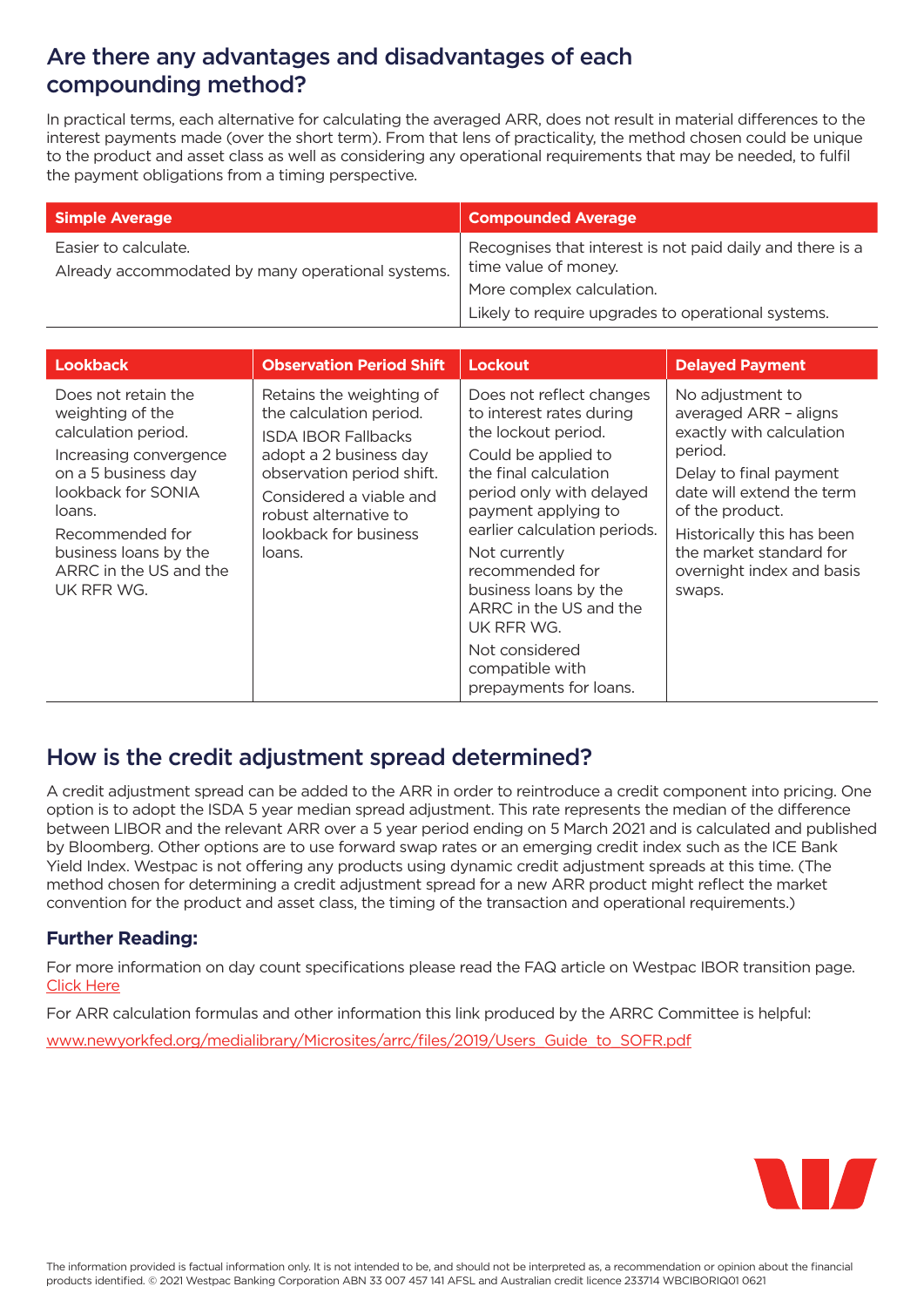## Are there any advantages and disadvantages of each compounding method?

In practical terms, each alternative for calculating the averaged ARR, does not result in material differences to the interest payments made (over the short term). From that lens of practicality, the method chosen could be unique to the product and asset class as well as considering any operational requirements that may be needed, to fulfil the payment obligations from a timing perspective.

| Simple Average | Compounded Average |
|---|---|
| Easier to calculate.<br>Already accommodated by many operational systems. | Recognises that interest is not paid daily and there is a time value of money.<br>More complex calculation.<br>Likely to require upgrades to operational systems. |

| Lookback | Observation Period Shift | Lockout | Delayed Payment |
|---|---|---|---|
| Does not retain the weighting of the calculation period.<br>Increasing convergence on a 5 business day lookback for SONIA loans.<br>Recommended for business loans by the ARRC in the US and the UK RFR WG. | Retains the weighting of the calculation period.<br>ISDA IBOR Fallbacks adopt a 2 business day observation period shift.<br>Considered a viable and robust alternative to lookback for business loans. | Does not reflect changes to interest rates during the lockout period.<br>Could be applied to the final calculation period only with delayed payment applying to earlier calculation periods.<br>Not currently recommended for business loans by the ARRC in the US and the UK RFR WG.<br>Not considered compatible with prepayments for loans. | No adjustment to averaged ARR – aligns exactly with calculation period.<br>Delay to final payment date will extend the term of the product.<br>Historically this has been the market standard for overnight index and basis swaps. |

## How is the credit adjustment spread determined?

A credit adjustment spread can be added to the ARR in order to reintroduce a credit component into pricing. One option is to adopt the ISDA 5 year median spread adjustment. This rate represents the median of the difference between LIBOR and the relevant ARR over a 5 year period ending on 5 March 2021 and is calculated and published by Bloomberg. Other options are to use forward swap rates or an emerging credit index such as the ICE Bank Yield Index. Westpac is not offering any products using dynamic credit adjustment spreads at this time. (The method chosen for determining a credit adjustment spread for a new ARR product might reflect the market convention for the product and asset class, the timing of the transaction and operational requirements.)

### Further Reading:

For more information on day count specifications please read the FAQ article on Westpac IBOR transition page. Click Here

For ARR calculation formulas and other information this link produced by the ARRC Committee is helpful:

www.newyorkfed.org/medialibrary/Microsites/arrc/files/2019/Users_Guide_to_SOFR.pdf

The information provided is factual information only. It is not intended to be, and should not be interpreted as, a recommendation or opinion about the financial products identified. © 2021 Westpac Banking Corporation ABN 33 007 457 141 AFSL and Australian credit licence 233714 WBCIBORIQ01 0621